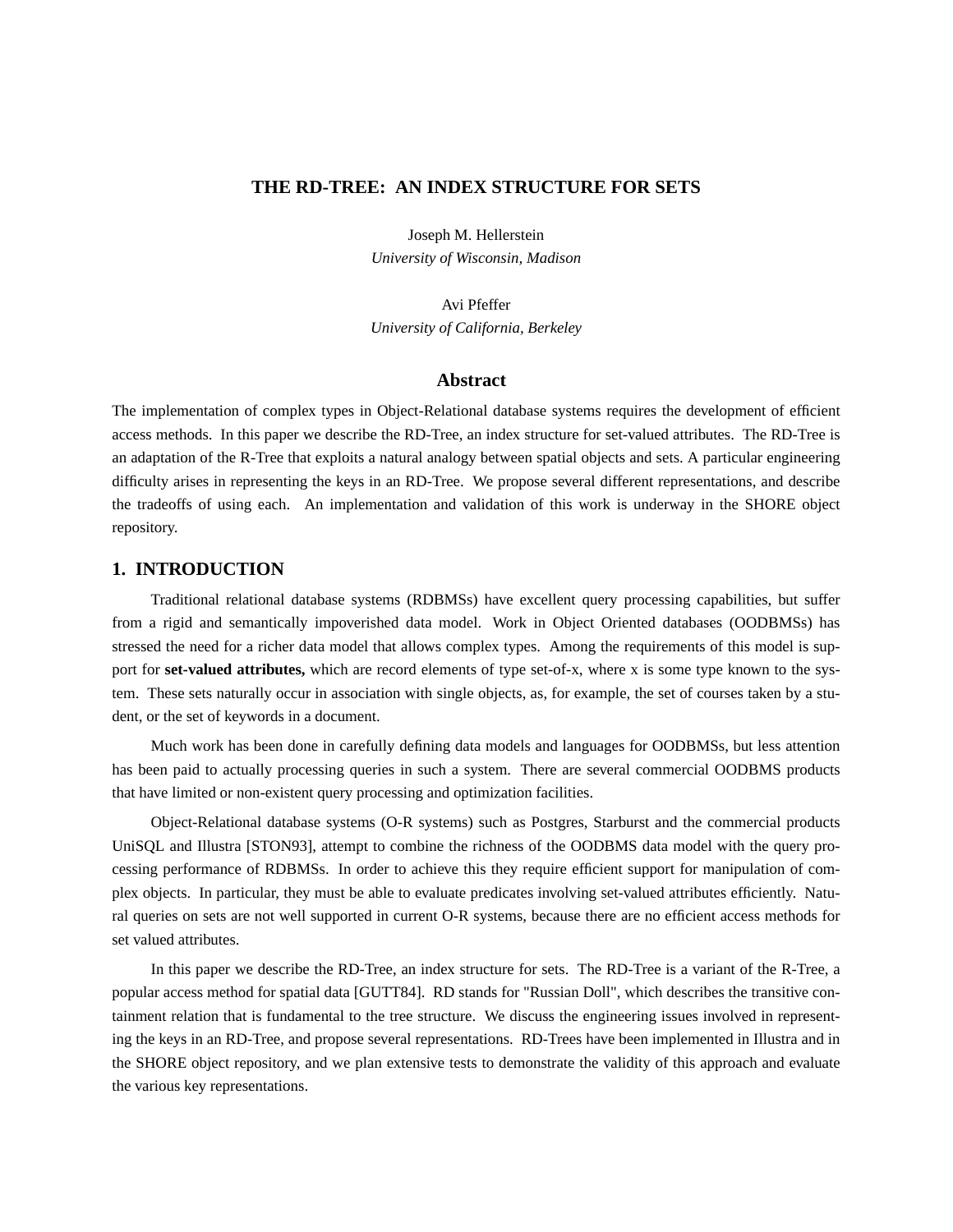# THE RD-TREE: AN INDEX STRUCTURE FOR SETS

Joseph M. Hellerstein
*University of Wisconsin, Madison*

Avi Pfeffer
*University of California, Berkeley*

## Abstract

The implementation of complex types in Object-Relational database systems requires the development of efficient access methods. In this paper we describe the RD-Tree, an index structure for set-valued attributes. The RD-Tree is an adaptation of the R-Tree that exploits a natural analogy between spatial objects and sets. A particular engineering difficulty arises in representing the keys in an RD-Tree. We propose several different representations, and describe the tradeoffs of using each. An implementation and validation of this work is underway in the SHORE object repository.

## 1. INTRODUCTION

Traditional relational database systems (RDBMSs) have excellent query processing capabilities, but suffer from a rigid and semantically impoverished data model. Work in Object Oriented databases (OODBMSs) has stressed the need for a richer data model that allows complex types. Among the requirements of this model is support for **set-valued attributes,** which are record elements of type set-of-x, where x is some type known to the system. These sets naturally occur in association with single objects, as, for example, the set of courses taken by a student, or the set of keywords in a document.

Much work has been done in carefully defining data models and languages for OODBMSs, but less attention has been paid to actually processing queries in such a system. There are several commercial OODBMS products that have limited or non-existent query processing and optimization facilities.

Object-Relational database systems (O-R systems) such as Postgres, Starburst and the commercial products UniSQL and Illustra [STON93], attempt to combine the richness of the OODBMS data model with the query processing performance of RDBMSs. In order to achieve this they require efficient support for manipulation of complex objects. In particular, they must be able to evaluate predicates involving set-valued attributes efficiently. Natural queries on sets are not well supported in current O-R systems, because there are no efficient access methods for set valued attributes.

In this paper we describe the RD-Tree, an index structure for sets. The RD-Tree is a variant of the R-Tree, a popular access method for spatial data [GUTT84]. RD stands for "Russian Doll", which describes the transitive containment relation that is fundamental to the tree structure. We discuss the engineering issues involved in representing the keys in an RD-Tree, and propose several representations. RD-Trees have been implemented in Illustra and in the SHORE object repository, and we plan extensive tests to demonstrate the validity of this approach and evaluate the various key representations.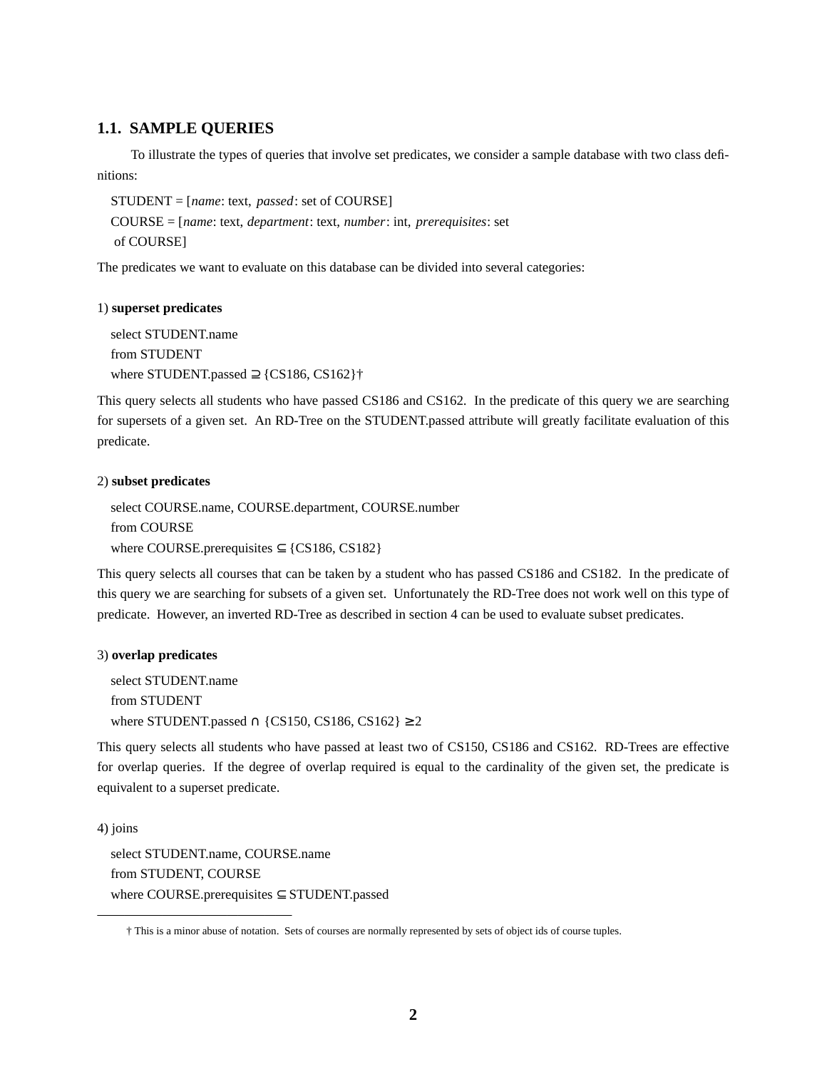### 1.1. SAMPLE QUERIES

To illustrate the types of queries that involve set predicates, we consider a sample database with two class definitions:

STUDENT = [*name*: text, *passed*: set of COURSE]
COURSE = [*name*: text, *department*: text, *number*: int, *prerequisites*: set of COURSE]

The predicates we want to evaluate on this database can be divided into several categories:

1) **superset predicates**

```
select STUDENT.name
from STUDENT
where STUDENT.passed ⊇ {CS186, CS162}†
```

This query selects all students who have passed CS186 and CS162. In the predicate of this query we are searching for supersets of a given set. An RD-Tree on the STUDENT.passed attribute will greatly facilitate evaluation of this predicate.

2) **subset predicates**

```
select COURSE.name, COURSE.department, COURSE.number
from COURSE
where COURSE.prerequisites ⊆ {CS186, CS182}
```

This query selects all courses that can be taken by a student who has passed CS186 and CS182. In the predicate of this query we are searching for subsets of a given set. Unfortunately the RD-Tree does not work well on this type of predicate. However, an inverted RD-Tree as described in section 4 can be used to evaluate subset predicates.

3) **overlap predicates**

```
select STUDENT.name
from STUDENT
where STUDENT.passed ∩ {CS150, CS186, CS162} ≥ 2
```

This query selects all students who have passed at least two of CS150, CS186 and CS162. RD-Trees are effective for overlap queries. If the degree of overlap required is equal to the cardinality of the given set, the predicate is equivalent to a superset predicate.

4) joins

```
select STUDENT.name, COURSE.name
from STUDENT, COURSE
where COURSE.prerequisites ⊆ STUDENT.passed
```

† This is a minor abuse of notation. Sets of courses are normally represented by sets of object ids of course tuples.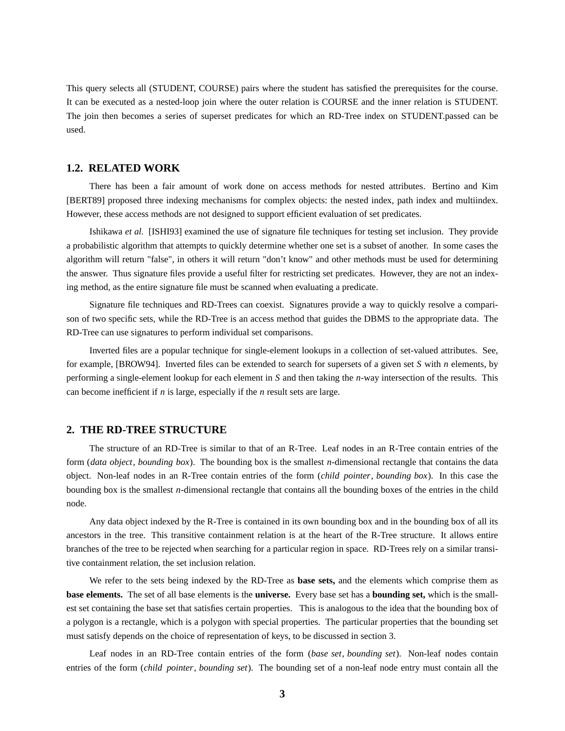This query selects all (STUDENT, COURSE) pairs where the student has satisfied the prerequisites for the course. It can be executed as a nested-loop join where the outer relation is COURSE and the inner relation is STUDENT. The join then becomes a series of superset predicates for which an RD-Tree index on STUDENT.passed can be used.

## 1.2. RELATED WORK

There has been a fair amount of work done on access methods for nested attributes. Bertino and Kim [BERT89] proposed three indexing mechanisms for complex objects: the nested index, path index and multiindex. However, these access methods are not designed to support efficient evaluation of set predicates.

Ishikawa *et al.* [ISHI93] examined the use of signature file techniques for testing set inclusion. They provide a probabilistic algorithm that attempts to quickly determine whether one set is a subset of another. In some cases the algorithm will return "false", in others it will return "don't know" and other methods must be used for determining the answer. Thus signature files provide a useful filter for restricting set predicates. However, they are not an indexing method, as the entire signature file must be scanned when evaluating a predicate.

Signature file techniques and RD-Trees can coexist. Signatures provide a way to quickly resolve a comparison of two specific sets, while the RD-Tree is an access method that guides the DBMS to the appropriate data. The RD-Tree can use signatures to perform individual set comparisons.

Inverted files are a popular technique for single-element lookups in a collection of set-valued attributes. See, for example, [BROW94]. Inverted files can be extended to search for supersets of a given set $S$ with $n$ elements, by performing a single-element lookup for each element in $S$ and then taking the $n$-way intersection of the results. This can become inefficient if $n$ is large, especially if the $n$ result sets are large.

# 2. THE RD-TREE STRUCTURE

The structure of an RD-Tree is similar to that of an R-Tree. Leaf nodes in an R-Tree contain entries of the form (*data object*, *bounding box*). The bounding box is the smallest $n$-dimensional rectangle that contains the data object. Non-leaf nodes in an R-Tree contain entries of the form (*child pointer*, *bounding box*). In this case the bounding box is the smallest $n$-dimensional rectangle that contains all the bounding boxes of the entries in the child node.

Any data object indexed by the R-Tree is contained in its own bounding box and in the bounding box of all its ancestors in the tree. This transitive containment relation is at the heart of the R-Tree structure. It allows entire branches of the tree to be rejected when searching for a particular region in space. RD-Trees rely on a similar transitive containment relation, the set inclusion relation.

We refer to the sets being indexed by the RD-Tree as **base sets,** and the elements which comprise them as **base elements.** The set of all base elements is the **universe.** Every base set has a **bounding set,** which is the smallest set containing the base set that satisfies certain properties. This is analogous to the idea that the bounding box of a polygon is a rectangle, which is a polygon with special properties. The particular properties that the bounding set must satisfy depends on the choice of representation of keys, to be discussed in section 3.

Leaf nodes in an RD-Tree contain entries of the form (*base set*, *bounding set*). Non-leaf nodes contain entries of the form (*child pointer*, *bounding set*). The bounding set of a non-leaf node entry must contain all the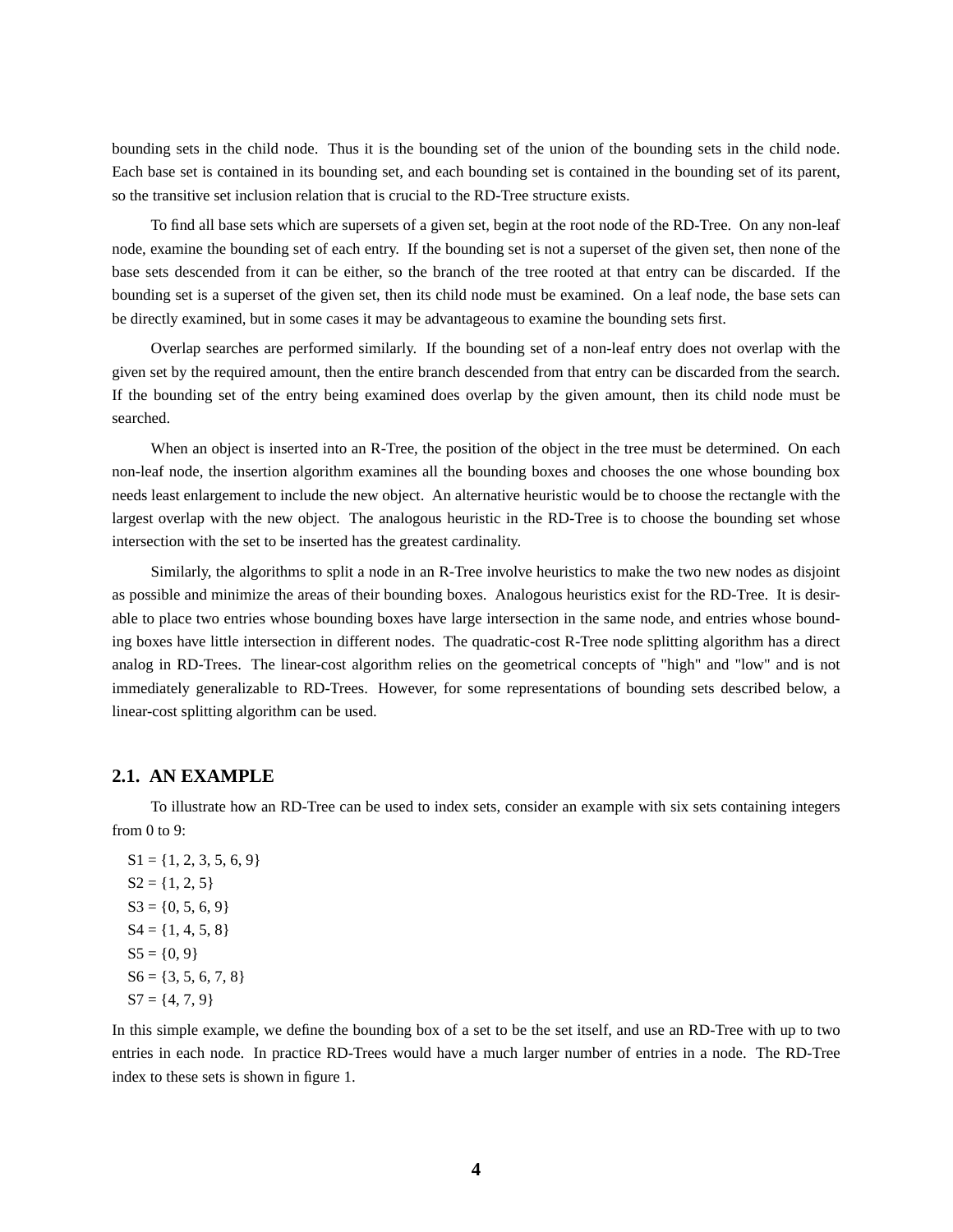bounding sets in the child node. Thus it is the bounding set of the union of the bounding sets in the child node. Each base set is contained in its bounding set, and each bounding set is contained in the bounding set of its parent, so the transitive set inclusion relation that is crucial to the RD-Tree structure exists.

To find all base sets which are supersets of a given set, begin at the root node of the RD-Tree. On any non-leaf node, examine the bounding set of each entry. If the bounding set is not a superset of the given set, then none of the base sets descended from it can be either, so the branch of the tree rooted at that entry can be discarded. If the bounding set is a superset of the given set, then its child node must be examined. On a leaf node, the base sets can be directly examined, but in some cases it may be advantageous to examine the bounding sets first.

Overlap searches are performed similarly. If the bounding set of a non-leaf entry does not overlap with the given set by the required amount, then the entire branch descended from that entry can be discarded from the search. If the bounding set of the entry being examined does overlap by the given amount, then its child node must be searched.

When an object is inserted into an R-Tree, the position of the object in the tree must be determined. On each non-leaf node, the insertion algorithm examines all the bounding boxes and chooses the one whose bounding box needs least enlargement to include the new object. An alternative heuristic would be to choose the rectangle with the largest overlap with the new object. The analogous heuristic in the RD-Tree is to choose the bounding set whose intersection with the set to be inserted has the greatest cardinality.

Similarly, the algorithms to split a node in an R-Tree involve heuristics to make the two new nodes as disjoint as possible and minimize the areas of their bounding boxes. Analogous heuristics exist for the RD-Tree. It is desirable to place two entries whose bounding boxes have large intersection in the same node, and entries whose bounding boxes have little intersection in different nodes. The quadratic-cost R-Tree node splitting algorithm has a direct analog in RD-Trees. The linear-cost algorithm relies on the geometrical concepts of "high" and "low" and is not immediately generalizable to RD-Trees. However, for some representations of bounding sets described below, a linear-cost splitting algorithm can be used.

## 2.1. AN EXAMPLE

To illustrate how an RD-Tree can be used to index sets, consider an example with six sets containing integers from 0 to 9:

S1 = {1, 2, 3, 5, 6, 9}
S2 = {1, 2, 5}
S3 = {0, 5, 6, 9}
S4 = {1, 4, 5, 8}
S5 = {0, 9}
S6 = {3, 5, 6, 7, 8}
S7 = {4, 7, 9}

In this simple example, we define the bounding box of a set to be the set itself, and use an RD-Tree with up to two entries in each node. In practice RD-Trees would have a much larger number of entries in a node. The RD-Tree index to these sets is shown in figure 1.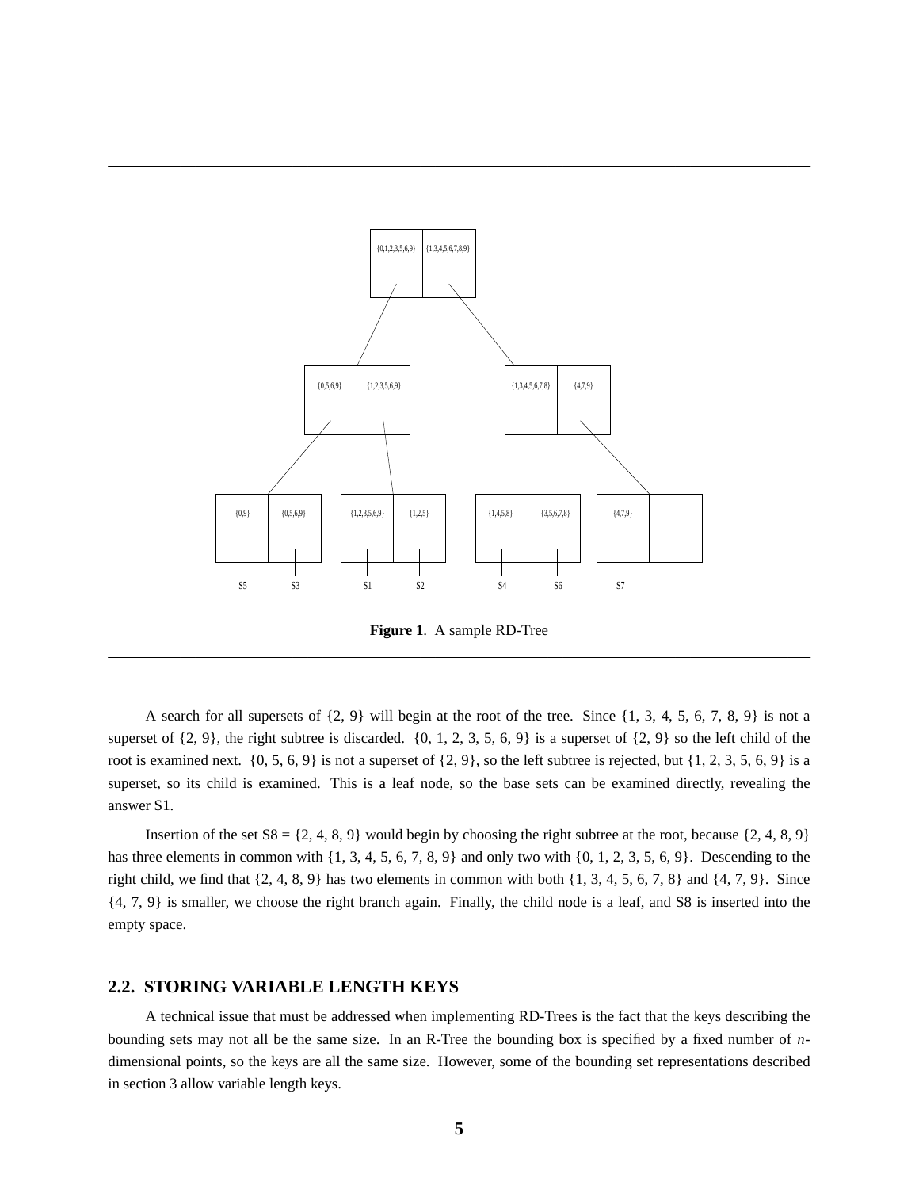**Figure 1**. A sample RD-Tree

A search for all supersets of {2, 9} will begin at the root of the tree. Since {1, 3, 4, 5, 6, 7, 8, 9} is not a superset of {2, 9}, the right subtree is discarded. {0, 1, 2, 3, 5, 6, 9} is a superset of {2, 9} so the left child of the root is examined next. {0, 5, 6, 9} is not a superset of {2, 9}, so the left subtree is rejected, but {1, 2, 3, 5, 6, 9} is a superset, so its child is examined. This is a leaf node, so the base sets can be examined directly, revealing the answer S1.

Insertion of the set S8 = {2, 4, 8, 9} would begin by choosing the right subtree at the root, because {2, 4, 8, 9} has three elements in common with {1, 3, 4, 5, 6, 7, 8, 9} and only two with {0, 1, 2, 3, 5, 6, 9}. Descending to the right child, we find that {2, 4, 8, 9} has two elements in common with both {1, 3, 4, 5, 6, 7, 8} and {4, 7, 9}. Since {4, 7, 9} is smaller, we choose the right branch again. Finally, the child node is a leaf, and S8 is inserted into the empty space.

## 2.2. STORING VARIABLE LENGTH KEYS

A technical issue that must be addressed when implementing RD-Trees is the fact that the keys describing the bounding sets may not all be the same size. In an R-Tree the bounding box is specified by a fixed number of $n$-dimensional points, so the keys are all the same size. However, some of the bounding set representations described in section 3 allow variable length keys.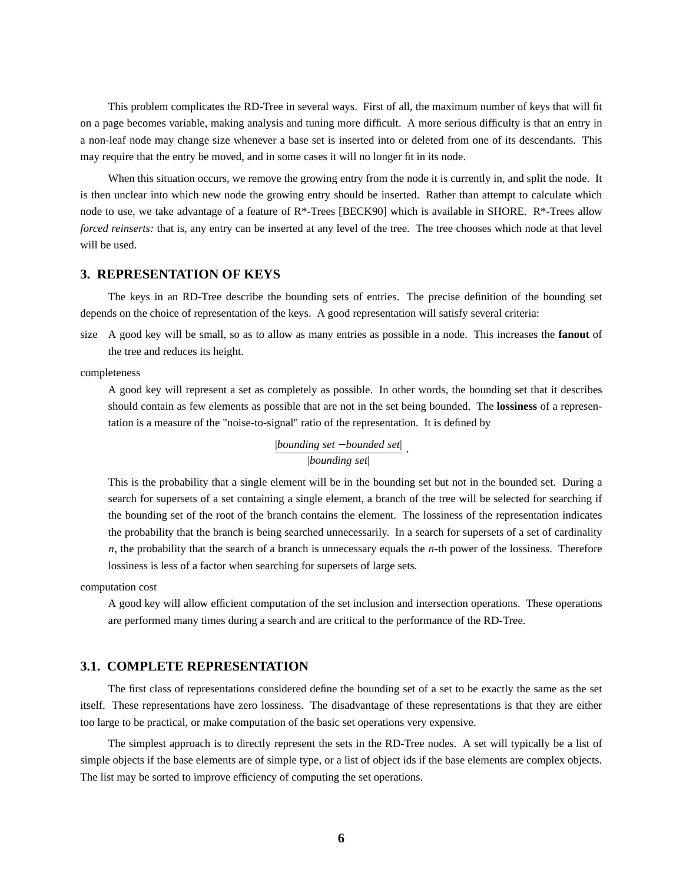This problem complicates the RD-Tree in several ways. First of all, the maximum number of keys that will fit on a page becomes variable, making analysis and tuning more difficult. A more serious difficulty is that an entry in a non-leaf node may change size whenever a base set is inserted into or deleted from one of its descendants. This may require that the entry be moved, and in some cases it will no longer fit in its node.

When this situation occurs, we remove the growing entry from the node it is currently in, and split the node. It is then unclear into which new node the growing entry should be inserted. Rather than attempt to calculate which node to use, we take advantage of a feature of R*-Trees [BECK90] which is available in SHORE. R*-Trees allow *forced reinserts:* that is, any entry can be inserted at any level of the tree. The tree chooses which node at that level will be used.

## 3. REPRESENTATION OF KEYS

The keys in an RD-Tree describe the bounding sets of entries. The precise definition of the bounding set depends on the choice of representation of the keys. A good representation will satisfy several criteria:

size
: A good key will be small, so as to allow as many entries as possible in a node. This increases the **fanout** of the tree and reduces its height.

completeness
: A good key will represent a set as completely as possible. In other words, the bounding set that it describes should contain as few elements as possible that are not in the set being bounded. The **lossiness** of a representation is a measure of the "noise-to-signal" ratio of the representation. It is defined by

$$\frac{|\textit{bounding set} - \textit{bounded set}|}{|\textit{bounding set}|} .$$

This is the probability that a single element will be in the bounding set but not in the bounded set. During a search for supersets of a set containing a single element, a branch of the tree will be selected for searching if the bounding set of the root of the branch contains the element. The lossiness of the representation indicates the probability that the branch is being searched unnecessarily. In a search for supersets of a set of cardinality $n$, the probability that the search of a branch is unnecessary equals the $n$-th power of the lossiness. Therefore lossiness is less of a factor when searching for supersets of large sets.

computation cost
: A good key will allow efficient computation of the set inclusion and intersection operations. These operations are performed many times during a search and are critical to the performance of the RD-Tree.

### 3.1. COMPLETE REPRESENTATION

The first class of representations considered define the bounding set of a set to be exactly the same as the set itself. These representations have zero lossiness. The disadvantage of these representations is that they are either too large to be practical, or make computation of the basic set operations very expensive.

The simplest approach is to directly represent the sets in the RD-Tree nodes. A set will typically be a list of simple objects if the base elements are of simple type, or a list of object ids if the base elements are complex objects. The list may be sorted to improve efficiency of computing the set operations.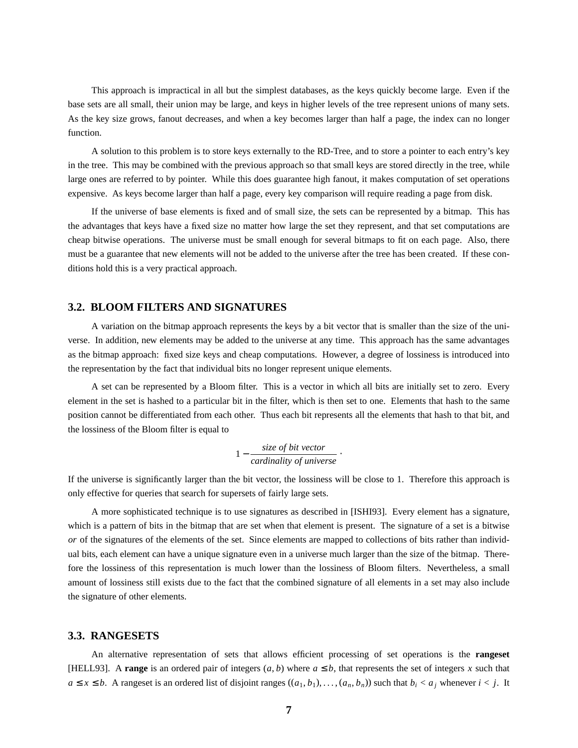This approach is impractical in all but the simplest databases, as the keys quickly become large. Even if the base sets are all small, their union may be large, and keys in higher levels of the tree represent unions of many sets. As the key size grows, fanout decreases, and when a key becomes larger than half a page, the index can no longer function.

A solution to this problem is to store keys externally to the RD-Tree, and to store a pointer to each entry's key in the tree. This may be combined with the previous approach so that small keys are stored directly in the tree, while large ones are referred to by pointer. While this does guarantee high fanout, it makes computation of set operations expensive. As keys become larger than half a page, every key comparison will require reading a page from disk.

If the universe of base elements is fixed and of small size, the sets can be represented by a bitmap. This has the advantages that keys have a fixed size no matter how large the set they represent, and that set computations are cheap bitwise operations. The universe must be small enough for several bitmaps to fit on each page. Also, there must be a guarantee that new elements will not be added to the universe after the tree has been created. If these conditions hold this is a very practical approach.

## 3.2. BLOOM FILTERS AND SIGNATURES

A variation on the bitmap approach represents the keys by a bit vector that is smaller than the size of the universe. In addition, new elements may be added to the universe at any time. This approach has the same advantages as the bitmap approach: fixed size keys and cheap computations. However, a degree of lossiness is introduced into the representation by the fact that individual bits no longer represent unique elements.

A set can be represented by a Bloom filter. This is a vector in which all bits are initially set to zero. Every element in the set is hashed to a particular bit in the filter, which is then set to one. Elements that hash to the same position cannot be differentiated from each other. Thus each bit represents all the elements that hash to that bit, and the lossiness of the Bloom filter is equal to

$$1 - \frac{\textit{size of bit vector}}{\textit{cardinality of universe}} .$$

If the universe is significantly larger than the bit vector, the lossiness will be close to 1. Therefore this approach is only effective for queries that search for supersets of fairly large sets.

A more sophisticated technique is to use signatures as described in [ISHI93]. Every element has a signature, which is a pattern of bits in the bitmap that are set when that element is present. The signature of a set is a bitwise *or* of the signatures of the elements of the set. Since elements are mapped to collections of bits rather than individual bits, each element can have a unique signature even in a universe much larger than the size of the bitmap. Therefore the lossiness of this representation is much lower than the lossiness of Bloom filters. Nevertheless, a small amount of lossiness still exists due to the fact that the combined signature of all elements in a set may also include the signature of other elements.

## 3.3. RANGESETS

An alternative representation of sets that allows efficient processing of set operations is the **rangeset** [HELL93]. A **range** is an ordered pair of integers $(a, b)$ where $a \le b$, that represents the set of integers $x$ such that $a \le x \le b$. A rangeset is an ordered list of disjoint ranges $((a_1, b_1), \ldots, (a_n, b_n))$ such that $b_i < a_j$ whenever $i < j$. It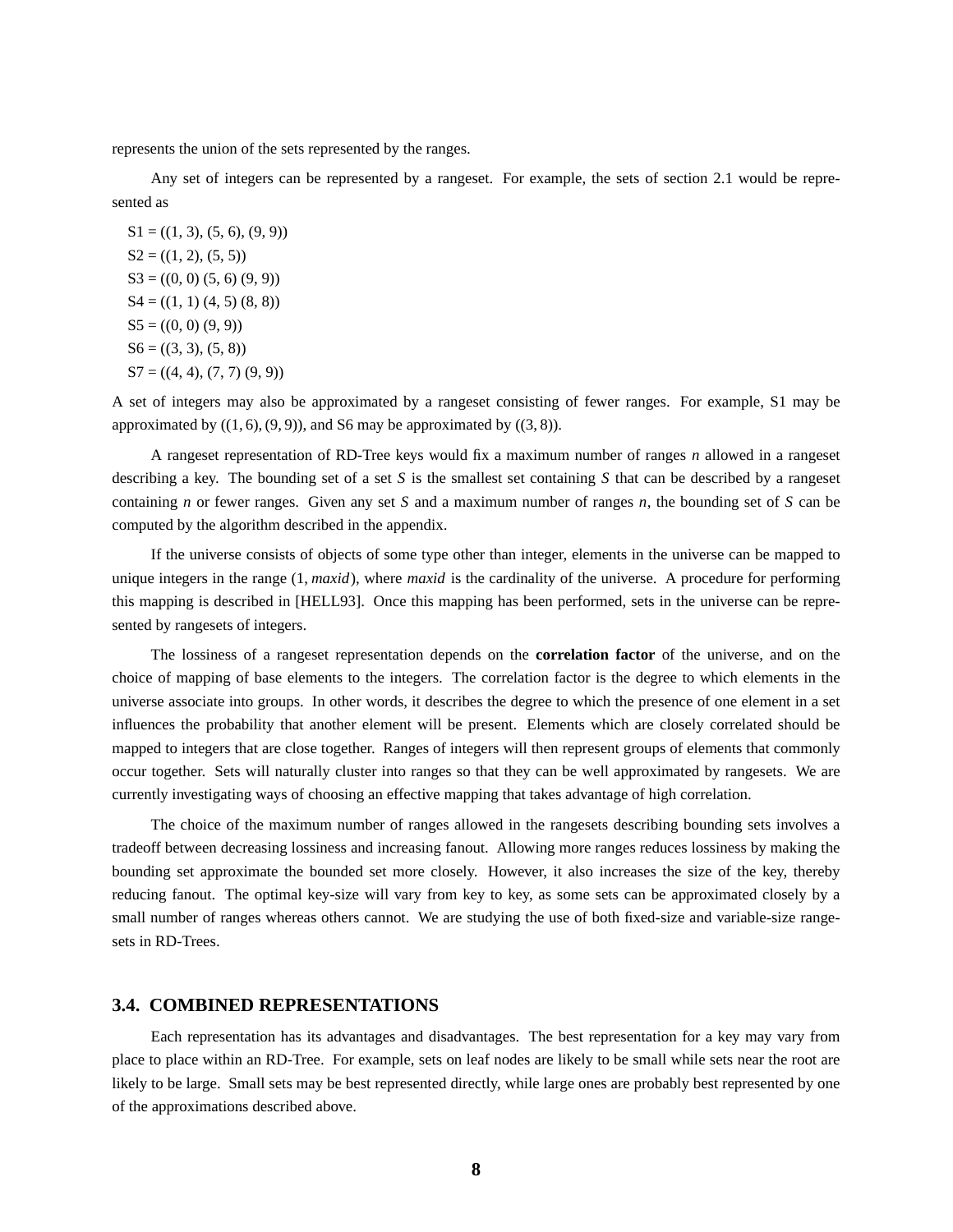represents the union of the sets represented by the ranges.

Any set of integers can be represented by a rangeset. For example, the sets of section 2.1 would be represented as

S1 = ((1, 3), (5, 6), (9, 9))
S2 = ((1, 2), (5, 5))
S3 = ((0, 0) (5, 6) (9, 9))
S4 = ((1, 1) (4, 5) (8, 8))
S5 = ((0, 0) (9, 9))
S6 = ((3, 3), (5, 8))
S7 = ((4, 4), (7, 7) (9, 9))

A set of integers may also be approximated by a rangeset consisting of fewer ranges. For example, S1 may be approximated by $((1, 6), (9, 9))$, and S6 may be approximated by $((3, 8))$.

A rangeset representation of RD-Tree keys would fix a maximum number of ranges *n* allowed in a rangeset describing a key. The bounding set of a set *S* is the smallest set containing *S* that can be described by a rangeset containing *n* or fewer ranges. Given any set *S* and a maximum number of ranges *n*, the bounding set of *S* can be computed by the algorithm described in the appendix.

If the universe consists of objects of some type other than integer, elements in the universe can be mapped to unique integers in the range $(1, maxid)$, where *maxid* is the cardinality of the universe. A procedure for performing this mapping is described in [HELL93]. Once this mapping has been performed, sets in the universe can be represented by rangesets of integers.

The lossiness of a rangeset representation depends on the **correlation factor** of the universe, and on the choice of mapping of base elements to the integers. The correlation factor is the degree to which elements in the universe associate into groups. In other words, it describes the degree to which the presence of one element in a set influences the probability that another element will be present. Elements which are closely correlated should be mapped to integers that are close together. Ranges of integers will then represent groups of elements that commonly occur together. Sets will naturally cluster into ranges so that they can be well approximated by rangesets. We are currently investigating ways of choosing an effective mapping that takes advantage of high correlation.

The choice of the maximum number of ranges allowed in the rangesets describing bounding sets involves a tradeoff between decreasing lossiness and increasing fanout. Allowing more ranges reduces lossiness by making the bounding set approximate the bounded set more closely. However, it also increases the size of the key, thereby reducing fanout. The optimal key-size will vary from key to key, as some sets can be approximated closely by a small number of ranges whereas others cannot. We are studying the use of both fixed-size and variable-size rangesets in RD-Trees.

### 3.4. COMBINED REPRESENTATIONS

Each representation has its advantages and disadvantages. The best representation for a key may vary from place to place within an RD-Tree. For example, sets on leaf nodes are likely to be small while sets near the root are likely to be large. Small sets may be best represented directly, while large ones are probably best represented by one of the approximations described above.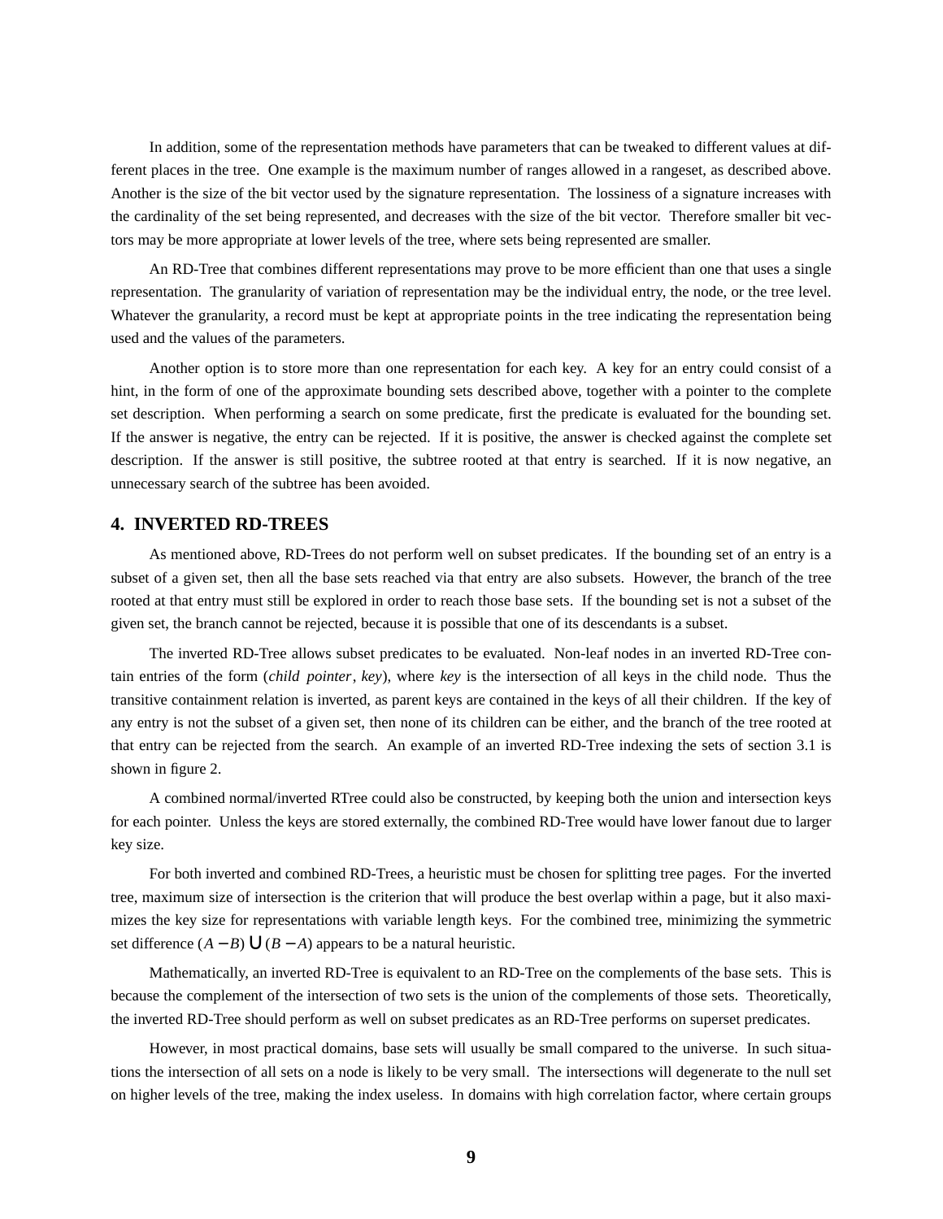In addition, some of the representation methods have parameters that can be tweaked to different values at different places in the tree. One example is the maximum number of ranges allowed in a rangeset, as described above. Another is the size of the bit vector used by the signature representation. The lossiness of a signature increases with the cardinality of the set being represented, and decreases with the size of the bit vector. Therefore smaller bit vectors may be more appropriate at lower levels of the tree, where sets being represented are smaller.

An RD-Tree that combines different representations may prove to be more efficient than one that uses a single representation. The granularity of variation of representation may be the individual entry, the node, or the tree level. Whatever the granularity, a record must be kept at appropriate points in the tree indicating the representation being used and the values of the parameters.

Another option is to store more than one representation for each key. A key for an entry could consist of a hint, in the form of one of the approximate bounding sets described above, together with a pointer to the complete set description. When performing a search on some predicate, first the predicate is evaluated for the bounding set. If the answer is negative, the entry can be rejected. If it is positive, the answer is checked against the complete set description. If the answer is still positive, the subtree rooted at that entry is searched. If it is now negative, an unnecessary search of the subtree has been avoided.

## 4. INVERTED RD-TREES

As mentioned above, RD-Trees do not perform well on subset predicates. If the bounding set of an entry is a subset of a given set, then all the base sets reached via that entry are also subsets. However, the branch of the tree rooted at that entry must still be explored in order to reach those base sets. If the bounding set is not a subset of the given set, the branch cannot be rejected, because it is possible that one of its descendants is a subset.

The inverted RD-Tree allows subset predicates to be evaluated. Non-leaf nodes in an inverted RD-Tree contain entries of the form (*child pointer*, *key*), where *key* is the intersection of all keys in the child node. Thus the transitive containment relation is inverted, as parent keys are contained in the keys of all their children. If the key of any entry is not the subset of a given set, then none of its children can be either, and the branch of the tree rooted at that entry can be rejected from the search. An example of an inverted RD-Tree indexing the sets of section 3.1 is shown in figure 2.

A combined normal/inverted RTree could also be constructed, by keeping both the union and intersection keys for each pointer. Unless the keys are stored externally, the combined RD-Tree would have lower fanout due to larger key size.

For both inverted and combined RD-Trees, a heuristic must be chosen for splitting tree pages. For the inverted tree, maximum size of intersection is the criterion that will produce the best overlap within a page, but it also maximizes the key size for representations with variable length keys. For the combined tree, minimizing the symmetric set difference $(A - B) \cup (B - A)$ appears to be a natural heuristic.

Mathematically, an inverted RD-Tree is equivalent to an RD-Tree on the complements of the base sets. This is because the complement of the intersection of two sets is the union of the complements of those sets. Theoretically, the inverted RD-Tree should perform as well on subset predicates as an RD-Tree performs on superset predicates.

However, in most practical domains, base sets will usually be small compared to the universe. In such situations the intersection of all sets on a node is likely to be very small. The intersections will degenerate to the null set on higher levels of the tree, making the index useless. In domains with high correlation factor, where certain groups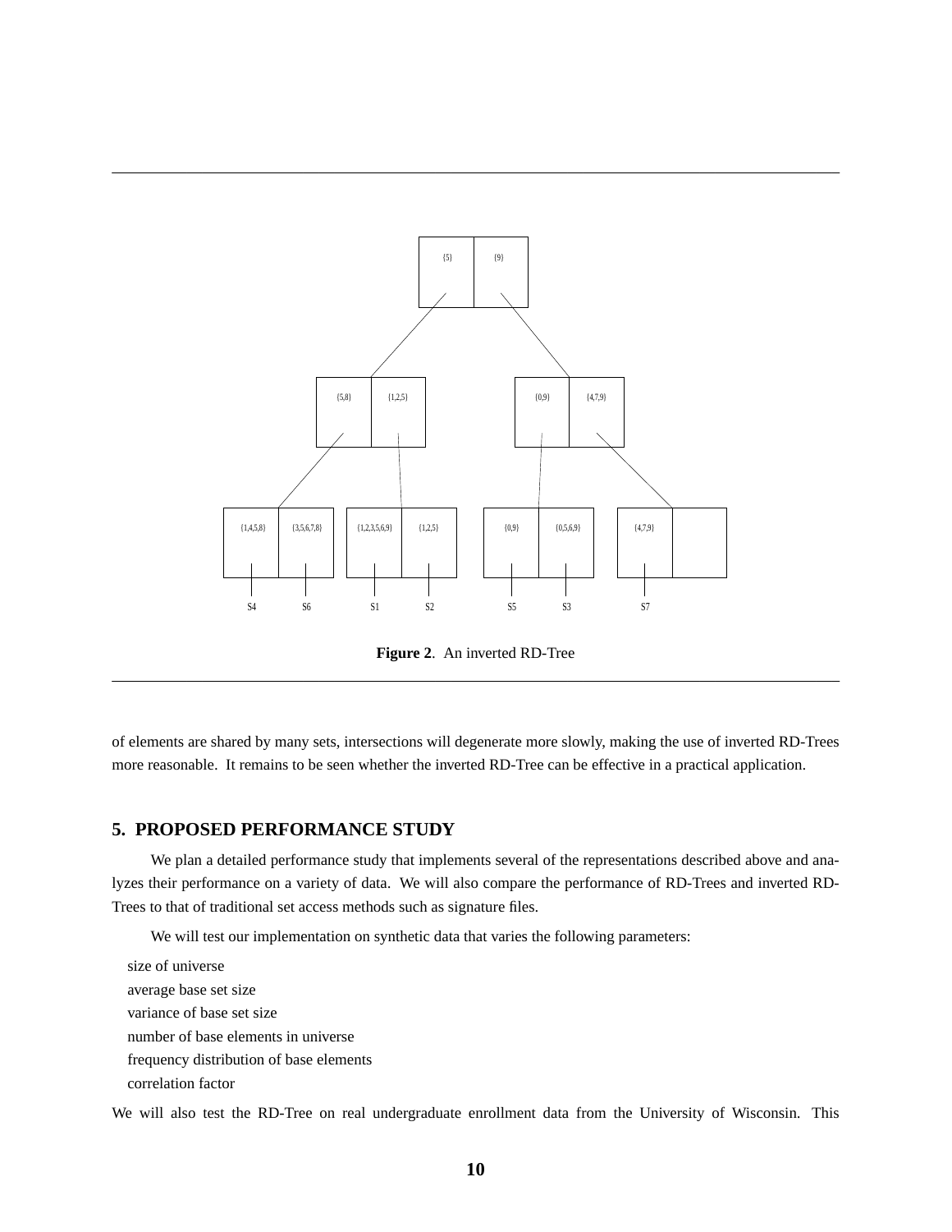**Figure 2**. An inverted RD-Tree

of elements are shared by many sets, intersections will degenerate more slowly, making the use of inverted RD-Trees more reasonable. It remains to be seen whether the inverted RD-Tree can be effective in a practical application.

## 5. PROPOSED PERFORMANCE STUDY

We plan a detailed performance study that implements several of the representations described above and analyzes their performance on a variety of data. We will also compare the performance of RD-Trees and inverted RD-Trees to that of traditional set access methods such as signature files.

We will test our implementation on synthetic data that varies the following parameters:

size of universe
average base set size
variance of base set size
number of base elements in universe
frequency distribution of base elements
correlation factor

We will also test the RD-Tree on real undergraduate enrollment data from the University of Wisconsin. This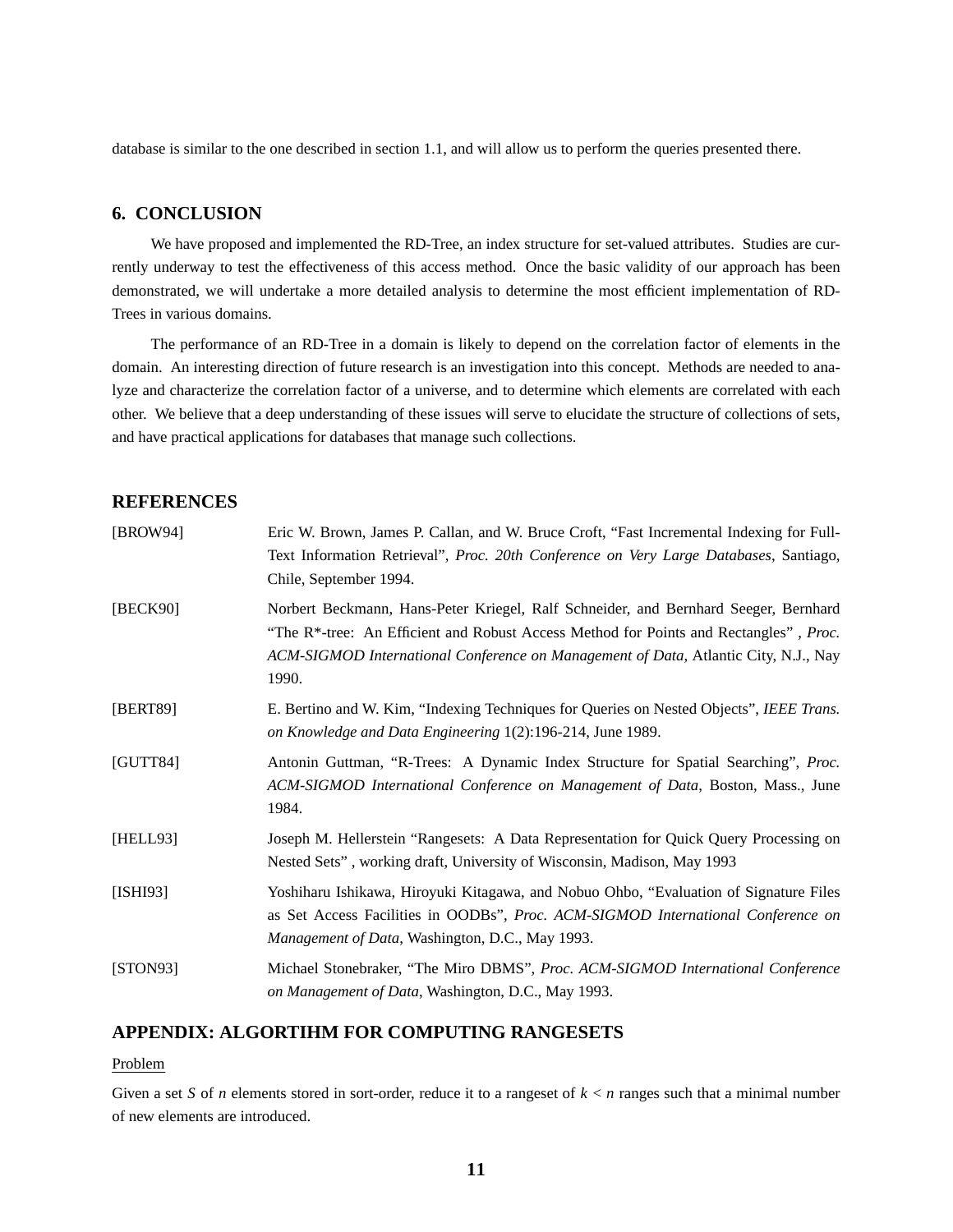database is similar to the one described in section 1.1, and will allow us to perform the queries presented there.

## 6. CONCLUSION

We have proposed and implemented the RD-Tree, an index structure for set-valued attributes. Studies are currently underway to test the effectiveness of this access method. Once the basic validity of our approach has been demonstrated, we will undertake a more detailed analysis to determine the most efficient implementation of RD-Trees in various domains.

The performance of an RD-Tree in a domain is likely to depend on the correlation factor of elements in the domain. An interesting direction of future research is an investigation into this concept. Methods are needed to analyze and characterize the correlation factor of a universe, and to determine which elements are correlated with each other. We believe that a deep understanding of these issues will serve to elucidate the structure of collections of sets, and have practical applications for databases that manage such collections.

## REFERENCES

[BROW94] Eric W. Brown, James P. Callan, and W. Bruce Croft, "Fast Incremental Indexing for Full-Text Information Retrieval", *Proc. 20th Conference on Very Large Databases*, Santiago, Chile, September 1994.

[BECK90] Norbert Beckmann, Hans-Peter Kriegel, Ralf Schneider, and Bernhard Seeger, Bernhard "The R*-tree: An Efficient and Robust Access Method for Points and Rectangles" , *Proc. ACM-SIGMOD International Conference on Management of Data*, Atlantic City, N.J., Nay 1990.

[BERT89] E. Bertino and W. Kim, "Indexing Techniques for Queries on Nested Objects", *IEEE Trans. on Knowledge and Data Engineering* 1(2):196-214, June 1989.

[GUTT84] Antonin Guttman, "R-Trees: A Dynamic Index Structure for Spatial Searching", *Proc. ACM-SIGMOD International Conference on Management of Data*, Boston, Mass., June 1984.

[HELL93] Joseph M. Hellerstein "Rangesets: A Data Representation for Quick Query Processing on Nested Sets" , working draft, University of Wisconsin, Madison, May 1993

[ISHI93] Yoshiharu Ishikawa, Hiroyuki Kitagawa, and Nobuo Ohbo, "Evaluation of Signature Files as Set Access Facilities in OODBs", *Proc. ACM-SIGMOD International Conference on Management of Data*, Washington, D.C., May 1993.

[STON93] Michael Stonebraker, "The Miro DBMS", *Proc. ACM-SIGMOD International Conference on Management of Data*, Washington, D.C., May 1993.

## APPENDIX: ALGORTIHM FOR COMPUTING RANGESETS

Problem

Given a set $S$ of $n$ elements stored in sort-order, reduce it to a rangeset of $k < n$ ranges such that a minimal number of new elements are introduced.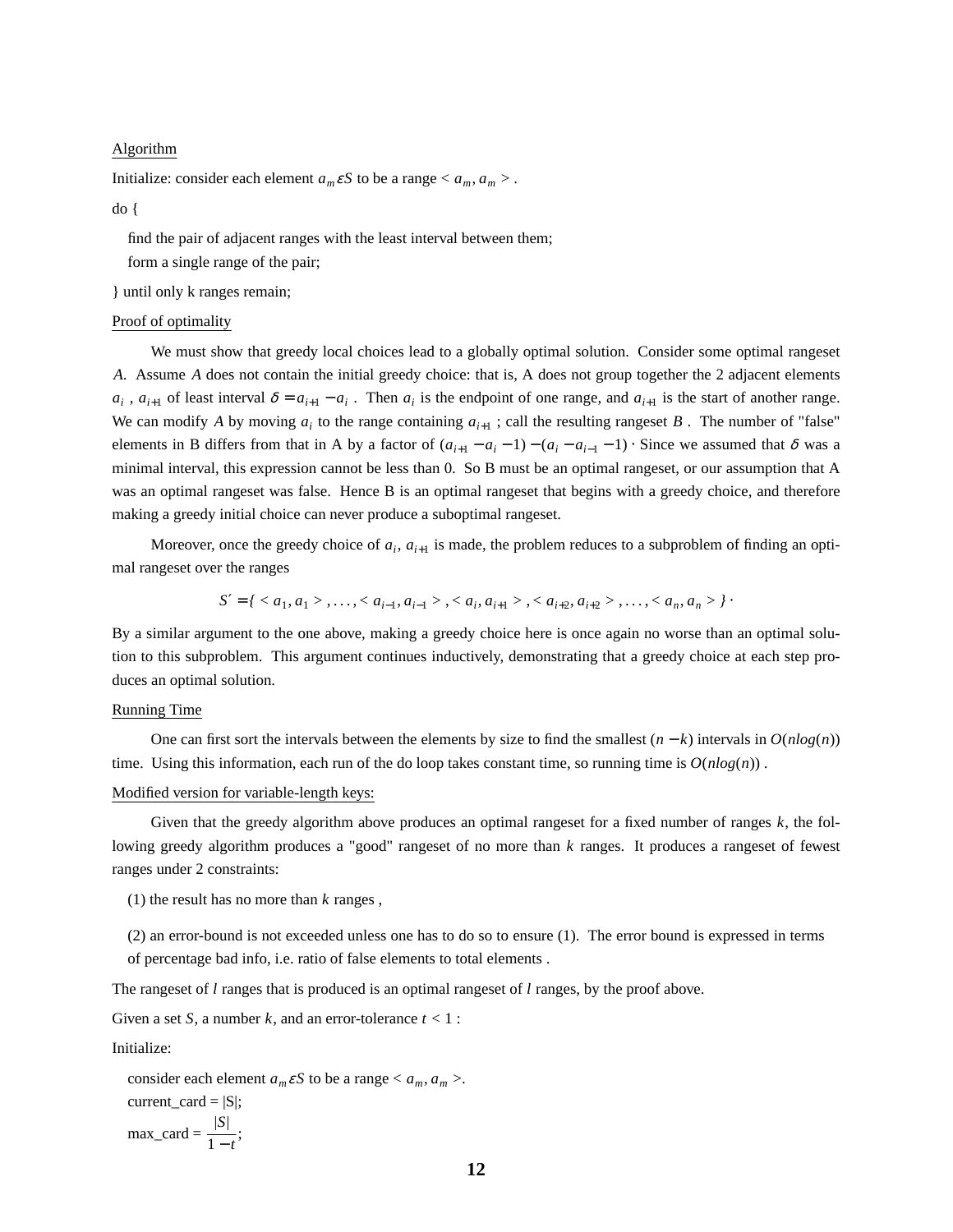<u>Algorithm</u>

Initialize: consider each element $a_m \varepsilon S$ to be a range $< a_m, a_m >$ .

```
do {
    find the pair of adjacent ranges with the least interval between them;
    form a single range of the pair;
} until only k ranges remain;
```

<u>Proof of optimality</u>

We must show that greedy local choices lead to a globally optimal solution. Consider some optimal rangeset *A*. Assume *A* does not contain the initial greedy choice: that is, A does not group together the 2 adjacent elements $a_i$ , $a_{i+1}$ of least interval $\delta = a_{i+1} - a_i$ . Then $a_i$ is the endpoint of one range, and $a_{i+1}$ is the start of another range. We can modify *A* by moving $a_i$ to the range containing $a_{i+1}$ ; call the resulting rangeset *B* . The number of "false" elements in B differs from that in A by a factor of $(a_{i+1} - a_i - 1) - (a_i - a_{i-1} - 1)$ · Since we assumed that $\delta$ was a minimal interval, this expression cannot be less than 0. So B must be an optimal rangeset, or our assumption that A was an optimal rangeset was false. Hence B is an optimal rangeset that begins with a greedy choice, and therefore making a greedy initial choice can never produce a suboptimal rangeset.

Moreover, once the greedy choice of $a_i$, $a_{i+1}$ is made, the problem reduces to a subproblem of finding an optimal rangeset over the ranges

$$S' = \{ < a_1, a_1 > , \ldots , < a_{i-1}, a_{i-1} > , < a_i, a_{i+1} > , < a_{i+2}, a_{i+2} > , \ldots , < a_n, a_n > \} \cdot$$

By a similar argument to the one above, making a greedy choice here is once again no worse than an optimal solution to this subproblem. This argument continues inductively, demonstrating that a greedy choice at each step produces an optimal solution.

<u>Running Time</u>

One can first sort the intervals between the elements by size to find the smallest $(n - k)$ intervals in $O(nlog(n))$ time. Using this information, each run of the do loop takes constant time, so running time is $O(nlog(n))$ .

<u>Modified version for variable-length keys:</u>

Given that the greedy algorithm above produces an optimal rangeset for a fixed number of ranges *k*, the following greedy algorithm produces a "good" rangeset of no more than *k* ranges. It produces a rangeset of fewest ranges under 2 constraints:

(1) the result has no more than *k* ranges ,

(2) an error-bound is not exceeded unless one has to do so to ensure (1). The error bound is expressed in terms of percentage bad info, i.e. ratio of false elements to total elements .

The rangeset of *l* ranges that is produced is an optimal rangeset of *l* ranges, by the proof above.

Given a set *S*, a number *k*, and an error-tolerance $t < 1$ :

Initialize:

consider each element $a_m \varepsilon S$ to be a range $< a_m, a_m >$.
current_card = |S|;
max_card = $\dfrac{|S|}{1 - t}$;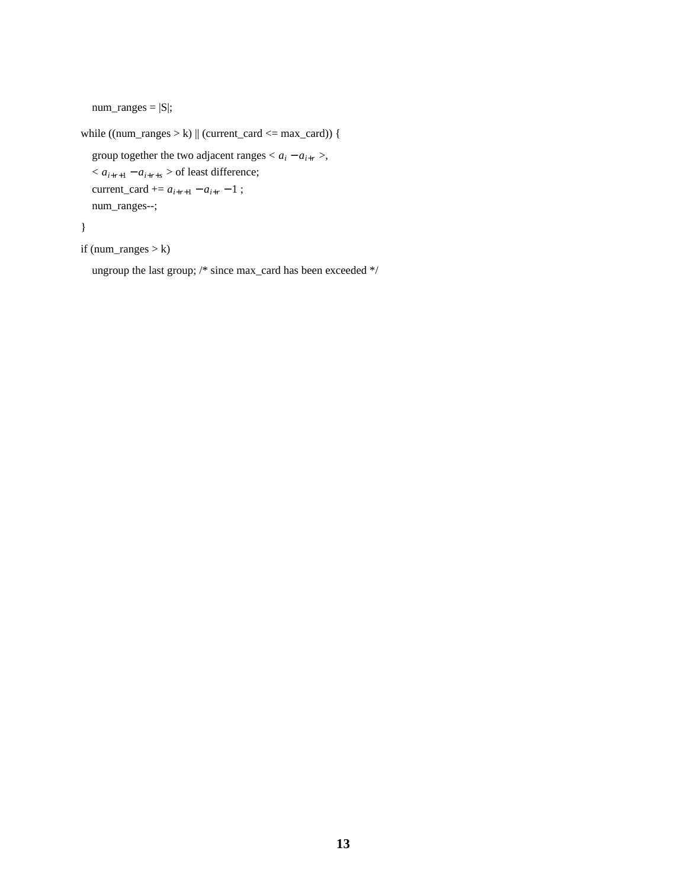```
    num_ranges = |S|;
while ((num_ranges > k) || (current_card <= max_card)) {
    group together the two adjacent ranges < a_i − a_{i+r} >,
    < a_{i+r+1} − a_{i+r+s} > of least difference;
    current_card += a_{i+r+1} − a_{i+r} − 1 ;
    num_ranges--;
}
if (num_ranges > k)
    ungroup the last group; /* since max_card has been exceeded */
```